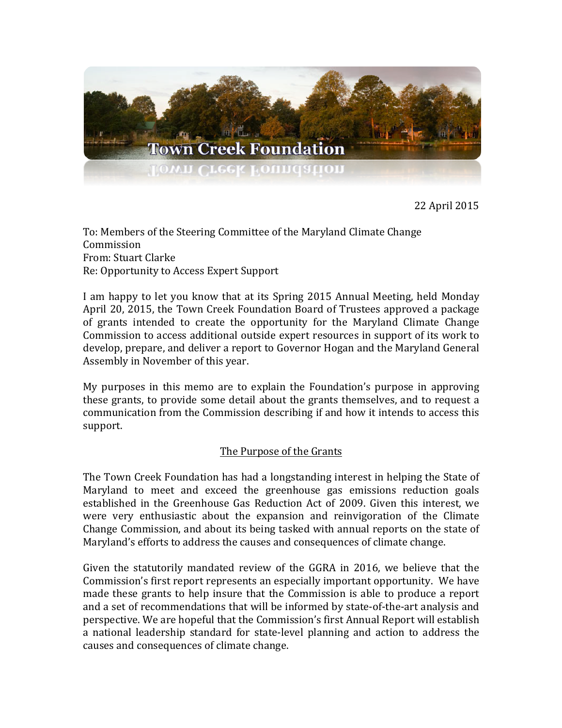# Town Creek Foundation

22 April 2015

To: Members of the Steering Committee of the Maryland Climate Change Commission
From: Stuart Clarke
Re: Opportunity to Access Expert Support

I am happy to let you know that at its Spring 2015 Annual Meeting, held Monday April 20, 2015, the Town Creek Foundation Board of Trustees approved a package of grants intended to create the opportunity for the Maryland Climate Change Commission to access additional outside expert resources in support of its work to develop, prepare, and deliver a report to Governor Hogan and the Maryland General Assembly in November of this year.

My purposes in this memo are to explain the Foundation's purpose in approving these grants, to provide some detail about the grants themselves, and to request a communication from the Commission describing if and how it intends to access this support.

## The Purpose of the Grants

The Town Creek Foundation has had a longstanding interest in helping the State of Maryland to meet and exceed the greenhouse gas emissions reduction goals established in the Greenhouse Gas Reduction Act of 2009. Given this interest, we were very enthusiastic about the expansion and reinvigoration of the Climate Change Commission, and about its being tasked with annual reports on the state of Maryland's efforts to address the causes and consequences of climate change.

Given the statutorily mandated review of the GGRA in 2016, we believe that the Commission's first report represents an especially important opportunity. We have made these grants to help insure that the Commission is able to produce a report and a set of recommendations that will be informed by state-of-the-art analysis and perspective. We are hopeful that the Commission's first Annual Report will establish a national leadership standard for state-level planning and action to address the causes and consequences of climate change.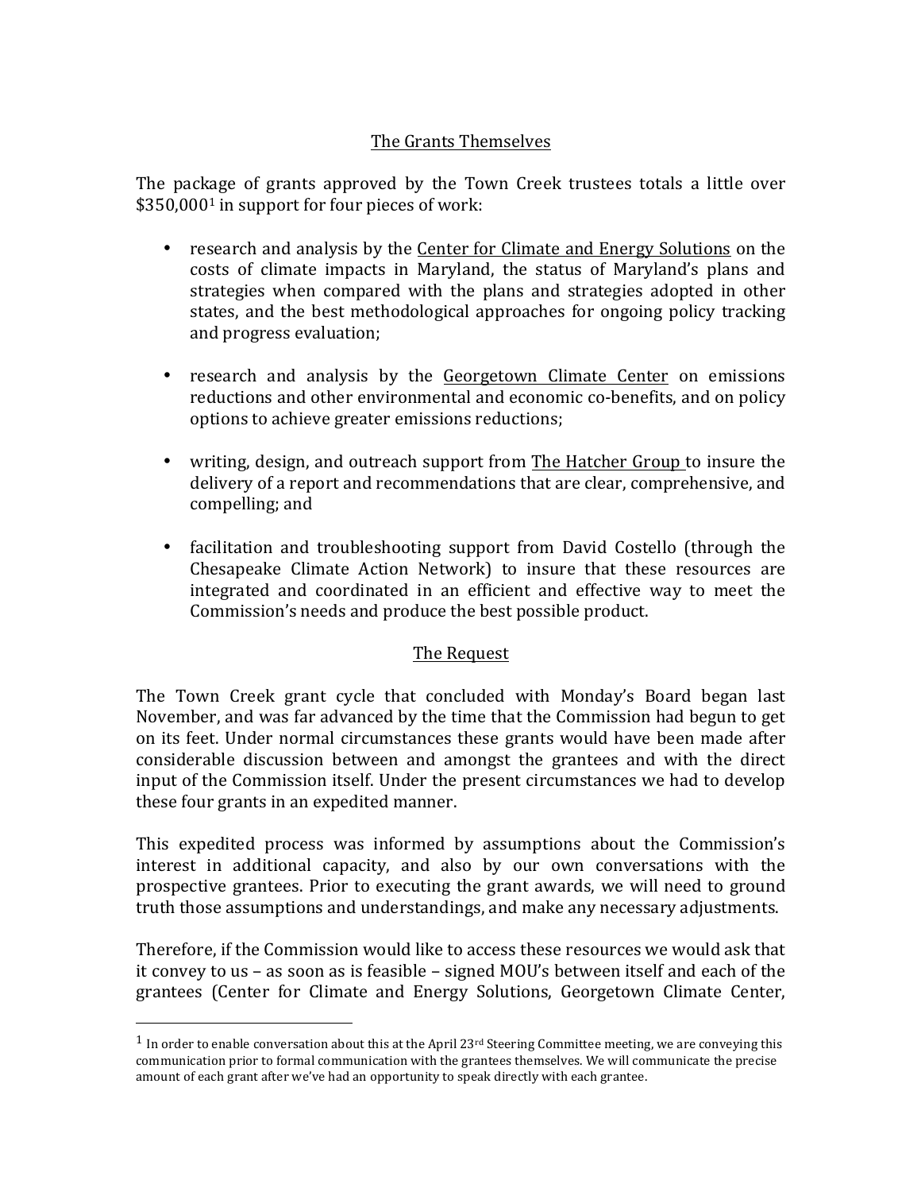## The Grants Themselves

The package of grants approved by the Town Creek trustees totals a little over $350,000[1] in support for four pieces of work:

- research and analysis by the Center for Climate and Energy Solutions on the costs of climate impacts in Maryland, the status of Maryland's plans and strategies when compared with the plans and strategies adopted in other states, and the best methodological approaches for ongoing policy tracking and progress evaluation;

- research and analysis by the Georgetown Climate Center on emissions reductions and other environmental and economic co-benefits, and on policy options to achieve greater emissions reductions;

- writing, design, and outreach support from The Hatcher Group to insure the delivery of a report and recommendations that are clear, comprehensive, and compelling; and

- facilitation and troubleshooting support from David Costello (through the Chesapeake Climate Action Network) to insure that these resources are integrated and coordinated in an efficient and effective way to meet the Commission's needs and produce the best possible product.

## The Request

The Town Creek grant cycle that concluded with Monday's Board began last November, and was far advanced by the time that the Commission had begun to get on its feet. Under normal circumstances these grants would have been made after considerable discussion between and amongst the grantees and with the direct input of the Commission itself. Under the present circumstances we had to develop these four grants in an expedited manner.

This expedited process was informed by assumptions about the Commission's interest in additional capacity, and also by our own conversations with the prospective grantees. Prior to executing the grant awards, we will need to ground truth those assumptions and understandings, and make any necessary adjustments.

Therefore, if the Commission would like to access these resources we would ask that it convey to us – as soon as is feasible – signed MOU's between itself and each of the grantees (Center for Climate and Energy Solutions, Georgetown Climate Center,

---

[1] In order to enable conversation about this at the April 23rd Steering Committee meeting, we are conveying this communication prior to formal communication with the grantees themselves. We will communicate the precise amount of each grant after we've had an opportunity to speak directly with each grantee.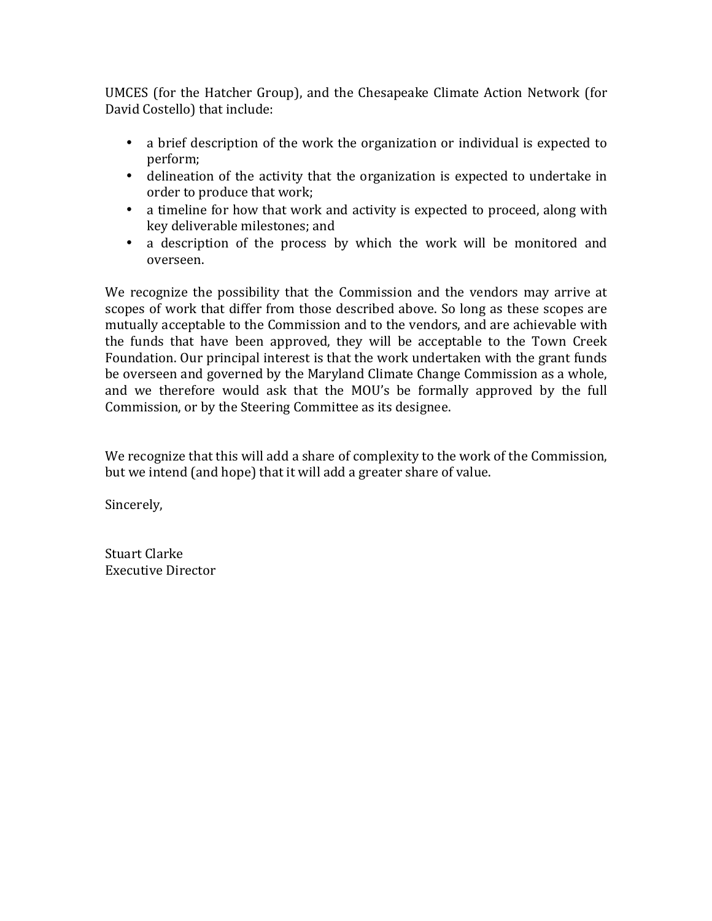UMCES (for the Hatcher Group), and the Chesapeake Climate Action Network (for David Costello) that include:

- a brief description of the work the organization or individual is expected to perform;
- delineation of the activity that the organization is expected to undertake in order to produce that work;
- a timeline for how that work and activity is expected to proceed, along with key deliverable milestones; and
- a description of the process by which the work will be monitored and overseen.

We recognize the possibility that the Commission and the vendors may arrive at scopes of work that differ from those described above. So long as these scopes are mutually acceptable to the Commission and to the vendors, and are achievable with the funds that have been approved, they will be acceptable to the Town Creek Foundation. Our principal interest is that the work undertaken with the grant funds be overseen and governed by the Maryland Climate Change Commission as a whole, and we therefore would ask that the MOU's be formally approved by the full Commission, or by the Steering Committee as its designee.

We recognize that this will add a share of complexity to the work of the Commission, but we intend (and hope) that it will add a greater share of value.

Sincerely,

Stuart Clarke
Executive Director